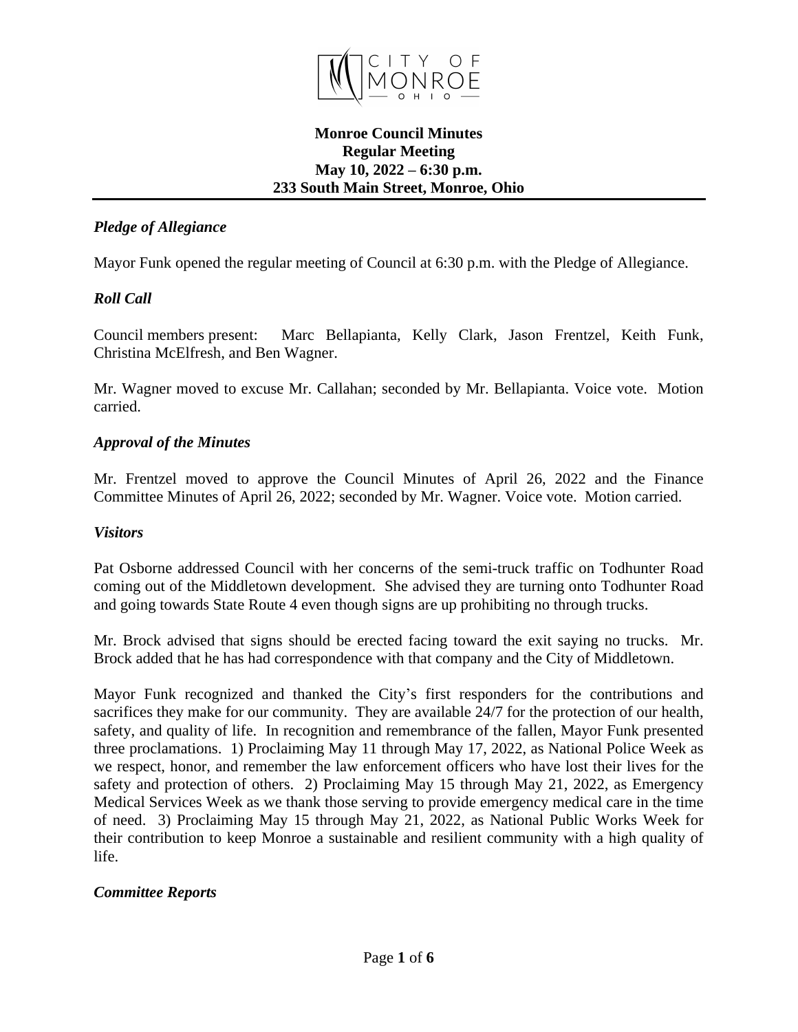# Monroe Council Minutes
## Regular Meeting
## May 10, 2022 – 6:30 p.m.
## 233 South Main Street, Monroe, Ohio

### *Pledge of Allegiance*

Mayor Funk opened the regular meeting of Council at 6:30 p.m. with the Pledge of Allegiance.

### *Roll Call*

Council members present: Marc Bellapianta, Kelly Clark, Jason Frentzel, Keith Funk, Christina McElfresh, and Ben Wagner.

Mr. Wagner moved to excuse Mr. Callahan; seconded by Mr. Bellapianta. Voice vote. Motion carried.

### *Approval of the Minutes*

Mr. Frentzel moved to approve the Council Minutes of April 26, 2022 and the Finance Committee Minutes of April 26, 2022; seconded by Mr. Wagner. Voice vote. Motion carried.

### *Visitors*

Pat Osborne addressed Council with her concerns of the semi-truck traffic on Todhunter Road coming out of the Middletown development. She advised they are turning onto Todhunter Road and going towards State Route 4 even though signs are up prohibiting no through trucks.

Mr. Brock advised that signs should be erected facing toward the exit saying no trucks. Mr. Brock added that he has had correspondence with that company and the City of Middletown.

Mayor Funk recognized and thanked the City's first responders for the contributions and sacrifices they make for our community. They are available 24/7 for the protection of our health, safety, and quality of life. In recognition and remembrance of the fallen, Mayor Funk presented three proclamations. 1) Proclaiming May 11 through May 17, 2022, as National Police Week as we respect, honor, and remember the law enforcement officers who have lost their lives for the safety and protection of others. 2) Proclaiming May 15 through May 21, 2022, as Emergency Medical Services Week as we thank those serving to provide emergency medical care in the time of need. 3) Proclaiming May 15 through May 21, 2022, as National Public Works Week for their contribution to keep Monroe a sustainable and resilient community with a high quality of life.

### *Committee Reports*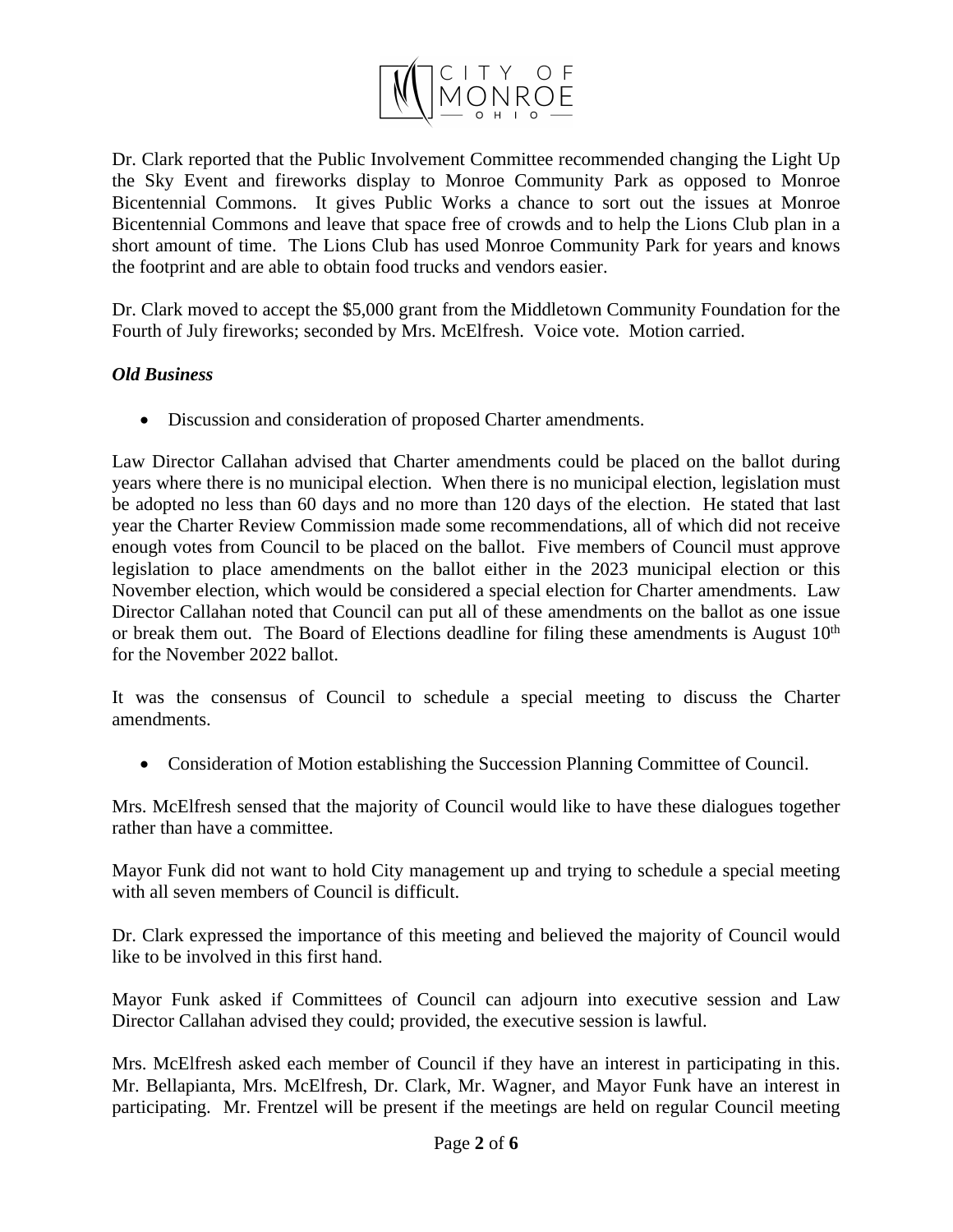Dr. Clark reported that the Public Involvement Committee recommended changing the Light Up the Sky Event and fireworks display to Monroe Community Park as opposed to Monroe Bicentennial Commons. It gives Public Works a chance to sort out the issues at Monroe Bicentennial Commons and leave that space free of crowds and to help the Lions Club plan in a short amount of time. The Lions Club has used Monroe Community Park for years and knows the footprint and are able to obtain food trucks and vendors easier.

Dr. Clark moved to accept the $5,000 grant from the Middletown Community Foundation for the Fourth of July fireworks; seconded by Mrs. McElfresh. Voice vote. Motion carried.

***Old Business***

- Discussion and consideration of proposed Charter amendments.

Law Director Callahan advised that Charter amendments could be placed on the ballot during years where there is no municipal election. When there is no municipal election, legislation must be adopted no less than 60 days and no more than 120 days of the election. He stated that last year the Charter Review Commission made some recommendations, all of which did not receive enough votes from Council to be placed on the ballot. Five members of Council must approve legislation to place amendments on the ballot either in the 2023 municipal election or this November election, which would be considered a special election for Charter amendments. Law Director Callahan noted that Council can put all of these amendments on the ballot as one issue or break them out. The Board of Elections deadline for filing these amendments is August 10th for the November 2022 ballot.

It was the consensus of Council to schedule a special meeting to discuss the Charter amendments.

- Consideration of Motion establishing the Succession Planning Committee of Council.

Mrs. McElfresh sensed that the majority of Council would like to have these dialogues together rather than have a committee.

Mayor Funk did not want to hold City management up and trying to schedule a special meeting with all seven members of Council is difficult.

Dr. Clark expressed the importance of this meeting and believed the majority of Council would like to be involved in this first hand.

Mayor Funk asked if Committees of Council can adjourn into executive session and Law Director Callahan advised they could; provided, the executive session is lawful.

Mrs. McElfresh asked each member of Council if they have an interest in participating in this. Mr. Bellapianta, Mrs. McElfresh, Dr. Clark, Mr. Wagner, and Mayor Funk have an interest in participating. Mr. Frentzel will be present if the meetings are held on regular Council meeting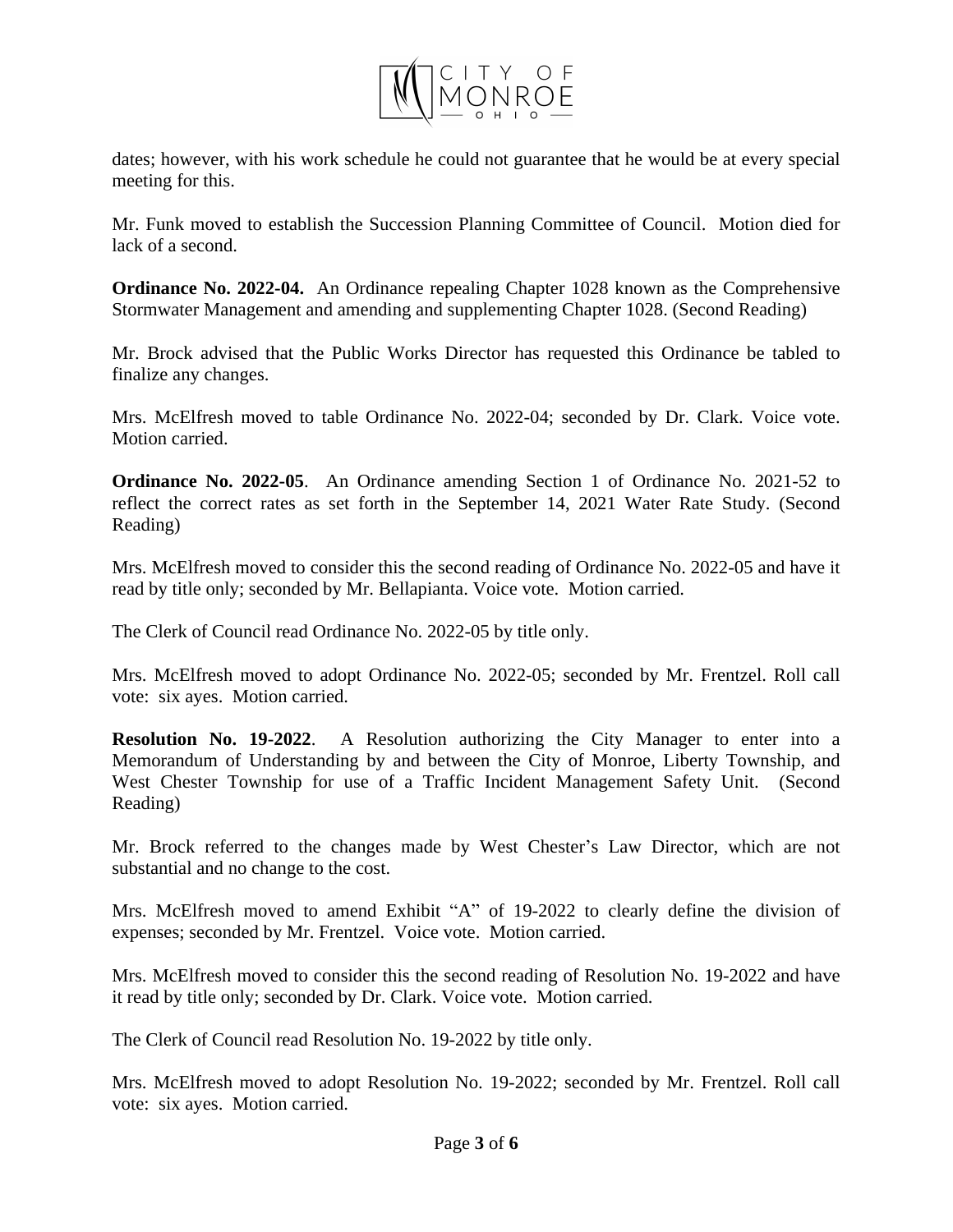dates; however, with his work schedule he could not guarantee that he would be at every special meeting for this.

Mr. Funk moved to establish the Succession Planning Committee of Council. Motion died for lack of a second.

**Ordinance No. 2022-04.** An Ordinance repealing Chapter 1028 known as the Comprehensive Stormwater Management and amending and supplementing Chapter 1028. (Second Reading)

Mr. Brock advised that the Public Works Director has requested this Ordinance be tabled to finalize any changes.

Mrs. McElfresh moved to table Ordinance No. 2022-04; seconded by Dr. Clark. Voice vote. Motion carried.

**Ordinance No. 2022-05**. An Ordinance amending Section 1 of Ordinance No. 2021-52 to reflect the correct rates as set forth in the September 14, 2021 Water Rate Study. (Second Reading)

Mrs. McElfresh moved to consider this the second reading of Ordinance No. 2022-05 and have it read by title only; seconded by Mr. Bellapianta. Voice vote. Motion carried.

The Clerk of Council read Ordinance No. 2022-05 by title only.

Mrs. McElfresh moved to adopt Ordinance No. 2022-05; seconded by Mr. Frentzel. Roll call vote: six ayes. Motion carried.

**Resolution No. 19-2022**. A Resolution authorizing the City Manager to enter into a Memorandum of Understanding by and between the City of Monroe, Liberty Township, and West Chester Township for use of a Traffic Incident Management Safety Unit. (Second Reading)

Mr. Brock referred to the changes made by West Chester's Law Director, which are not substantial and no change to the cost.

Mrs. McElfresh moved to amend Exhibit "A" of 19-2022 to clearly define the division of expenses; seconded by Mr. Frentzel. Voice vote. Motion carried.

Mrs. McElfresh moved to consider this the second reading of Resolution No. 19-2022 and have it read by title only; seconded by Dr. Clark. Voice vote. Motion carried.

The Clerk of Council read Resolution No. 19-2022 by title only.

Mrs. McElfresh moved to adopt Resolution No. 19-2022; seconded by Mr. Frentzel. Roll call vote: six ayes. Motion carried.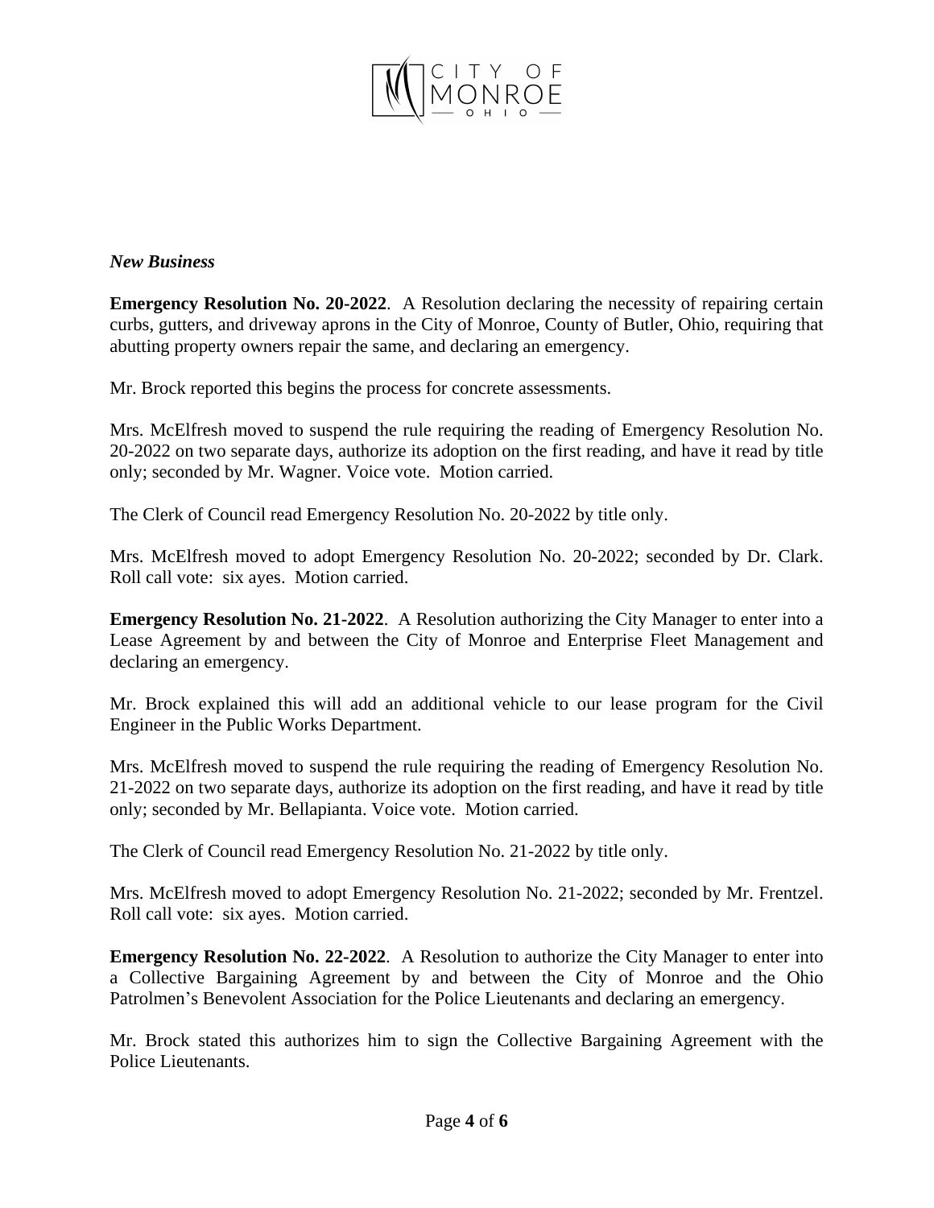*New Business*

**Emergency Resolution No. 20-2022**. A Resolution declaring the necessity of repairing certain curbs, gutters, and driveway aprons in the City of Monroe, County of Butler, Ohio, requiring that abutting property owners repair the same, and declaring an emergency.

Mr. Brock reported this begins the process for concrete assessments.

Mrs. McElfresh moved to suspend the rule requiring the reading of Emergency Resolution No. 20-2022 on two separate days, authorize its adoption on the first reading, and have it read by title only; seconded by Mr. Wagner. Voice vote. Motion carried.

The Clerk of Council read Emergency Resolution No. 20-2022 by title only.

Mrs. McElfresh moved to adopt Emergency Resolution No. 20-2022; seconded by Dr. Clark. Roll call vote: six ayes. Motion carried.

**Emergency Resolution No. 21-2022**. A Resolution authorizing the City Manager to enter into a Lease Agreement by and between the City of Monroe and Enterprise Fleet Management and declaring an emergency.

Mr. Brock explained this will add an additional vehicle to our lease program for the Civil Engineer in the Public Works Department.

Mrs. McElfresh moved to suspend the rule requiring the reading of Emergency Resolution No. 21-2022 on two separate days, authorize its adoption on the first reading, and have it read by title only; seconded by Mr. Bellapianta. Voice vote. Motion carried.

The Clerk of Council read Emergency Resolution No. 21-2022 by title only.

Mrs. McElfresh moved to adopt Emergency Resolution No. 21-2022; seconded by Mr. Frentzel. Roll call vote: six ayes. Motion carried.

**Emergency Resolution No. 22-2022**. A Resolution to authorize the City Manager to enter into a Collective Bargaining Agreement by and between the City of Monroe and the Ohio Patrolmen's Benevolent Association for the Police Lieutenants and declaring an emergency.

Mr. Brock stated this authorizes him to sign the Collective Bargaining Agreement with the Police Lieutenants.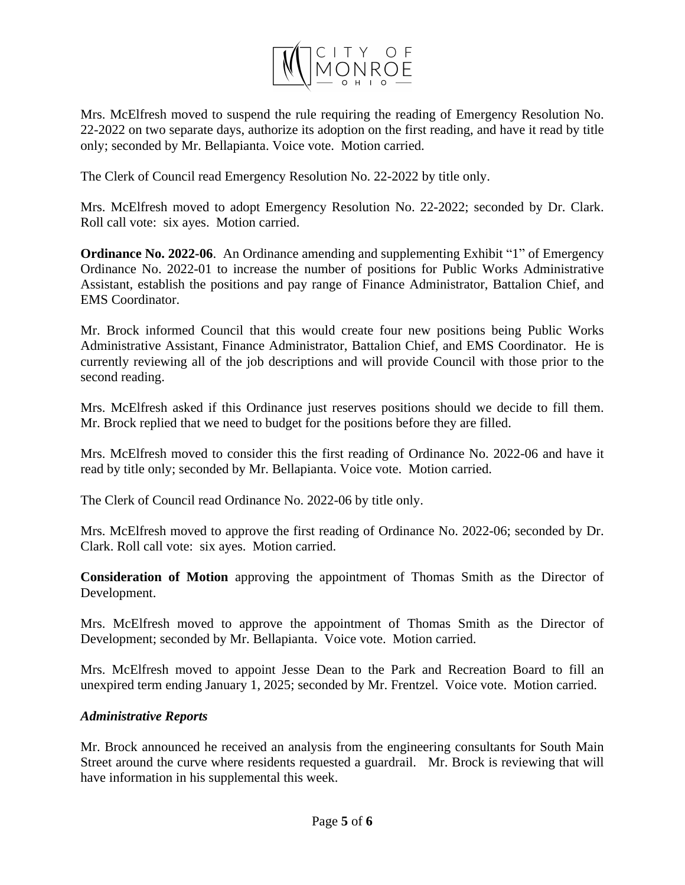Mrs. McElfresh moved to suspend the rule requiring the reading of Emergency Resolution No. 22-2022 on two separate days, authorize its adoption on the first reading, and have it read by title only; seconded by Mr. Bellapianta. Voice vote. Motion carried.

The Clerk of Council read Emergency Resolution No. 22-2022 by title only.

Mrs. McElfresh moved to adopt Emergency Resolution No. 22-2022; seconded by Dr. Clark. Roll call vote: six ayes. Motion carried.

**Ordinance No. 2022-06**. An Ordinance amending and supplementing Exhibit "1" of Emergency Ordinance No. 2022-01 to increase the number of positions for Public Works Administrative Assistant, establish the positions and pay range of Finance Administrator, Battalion Chief, and EMS Coordinator.

Mr. Brock informed Council that this would create four new positions being Public Works Administrative Assistant, Finance Administrator, Battalion Chief, and EMS Coordinator. He is currently reviewing all of the job descriptions and will provide Council with those prior to the second reading.

Mrs. McElfresh asked if this Ordinance just reserves positions should we decide to fill them. Mr. Brock replied that we need to budget for the positions before they are filled.

Mrs. McElfresh moved to consider this the first reading of Ordinance No. 2022-06 and have it read by title only; seconded by Mr. Bellapianta. Voice vote. Motion carried.

The Clerk of Council read Ordinance No. 2022-06 by title only.

Mrs. McElfresh moved to approve the first reading of Ordinance No. 2022-06; seconded by Dr. Clark. Roll call vote: six ayes. Motion carried.

**Consideration of Motion** approving the appointment of Thomas Smith as the Director of Development.

Mrs. McElfresh moved to approve the appointment of Thomas Smith as the Director of Development; seconded by Mr. Bellapianta. Voice vote. Motion carried.

Mrs. McElfresh moved to appoint Jesse Dean to the Park and Recreation Board to fill an unexpired term ending January 1, 2025; seconded by Mr. Frentzel. Voice vote. Motion carried.

***Administrative Reports***

Mr. Brock announced he received an analysis from the engineering consultants for South Main Street around the curve where residents requested a guardrail. Mr. Brock is reviewing that will have information in his supplemental this week.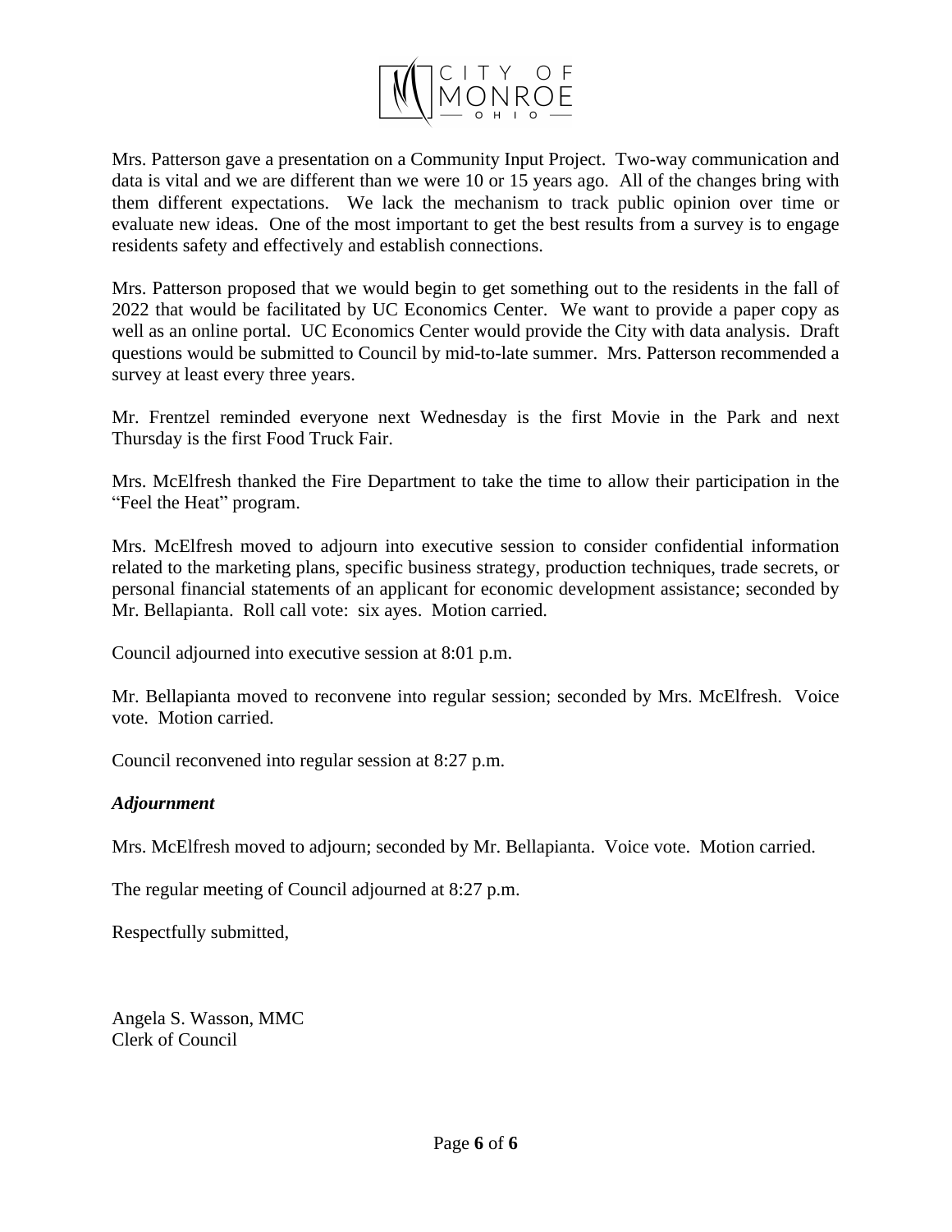Mrs. Patterson gave a presentation on a Community Input Project. Two-way communication and data is vital and we are different than we were 10 or 15 years ago. All of the changes bring with them different expectations. We lack the mechanism to track public opinion over time or evaluate new ideas. One of the most important to get the best results from a survey is to engage residents safety and effectively and establish connections.

Mrs. Patterson proposed that we would begin to get something out to the residents in the fall of 2022 that would be facilitated by UC Economics Center. We want to provide a paper copy as well as an online portal. UC Economics Center would provide the City with data analysis. Draft questions would be submitted to Council by mid-to-late summer. Mrs. Patterson recommended a survey at least every three years.

Mr. Frentzel reminded everyone next Wednesday is the first Movie in the Park and next Thursday is the first Food Truck Fair.

Mrs. McElfresh thanked the Fire Department to take the time to allow their participation in the "Feel the Heat" program.

Mrs. McElfresh moved to adjourn into executive session to consider confidential information related to the marketing plans, specific business strategy, production techniques, trade secrets, or personal financial statements of an applicant for economic development assistance; seconded by Mr. Bellapianta. Roll call vote: six ayes. Motion carried.

Council adjourned into executive session at 8:01 p.m.

Mr. Bellapianta moved to reconvene into regular session; seconded by Mrs. McElfresh. Voice vote. Motion carried.

Council reconvened into regular session at 8:27 p.m.

### *Adjournment*

Mrs. McElfresh moved to adjourn; seconded by Mr. Bellapianta. Voice vote. Motion carried.

The regular meeting of Council adjourned at 8:27 p.m.

Respectfully submitted,

Angela S. Wasson, MMC
Clerk of Council